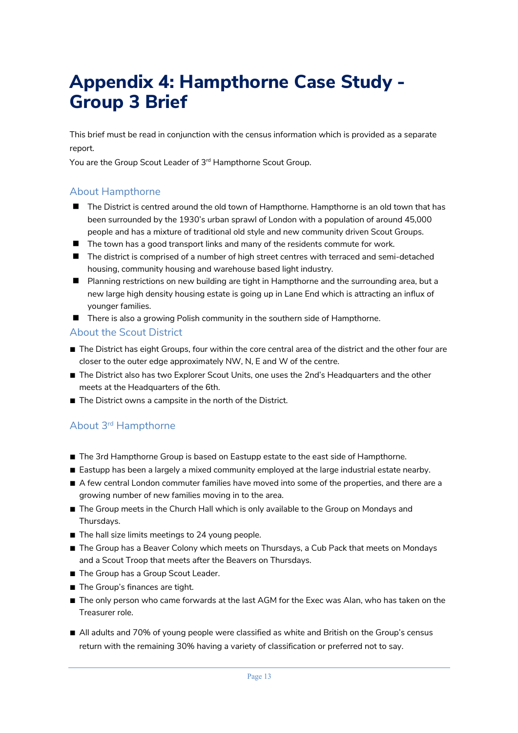# Appendix 4: Hampthorne Case Study - Group 3 Brief

This brief must be read in conjunction with the census information which is provided as a separate report.

You are the Group Scout Leader of 3rd Hampthorne Scout Group.

## About Hampthorne

- The District is centred around the old town of Hampthorne. Hampthorne is an old town that has been surrounded by the 1930's urban sprawl of London with a population of around 45,000 people and has a mixture of traditional old style and new community driven Scout Groups.
- The town has a good transport links and many of the residents commute for work.
- The district is comprised of a number of high street centres with terraced and semi-detached housing, community housing and warehouse based light industry.
- Planning restrictions on new building are tight in Hampthorne and the surrounding area, but a new large high density housing estate is going up in Lane End which is attracting an influx of younger families.
- There is also a growing Polish community in the southern side of Hampthorne.

## About the Scout District

- The District has eight Groups, four within the core central area of the district and the other four are closer to the outer edge approximately NW, N, E and W of the centre.
- The District also has two Explorer Scout Units, one uses the 2nd's Headquarters and the other meets at the Headquarters of the 6th.
- The District owns a campsite in the north of the District.

## About 3rd Hampthorne

- The 3rd Hampthorne Group is based on Eastupp estate to the east side of Hampthorne.
- Eastupp has been a largely a mixed community employed at the large industrial estate nearby.
- A few central London commuter families have moved into some of the properties, and there are a growing number of new families moving in to the area.
- The Group meets in the Church Hall which is only available to the Group on Mondays and Thursdays.
- The hall size limits meetings to 24 young people.
- The Group has a Beaver Colony which meets on Thursdays, a Cub Pack that meets on Mondays and a Scout Troop that meets after the Beavers on Thursdays.
- The Group has a Group Scout Leader.
- The Group's finances are tight.
- The only person who came forwards at the last AGM for the Exec was Alan, who has taken on the Treasurer role.
- All adults and 70% of young people were classified as white and British on the Group's census return with the remaining 30% having a variety of classification or preferred not to say.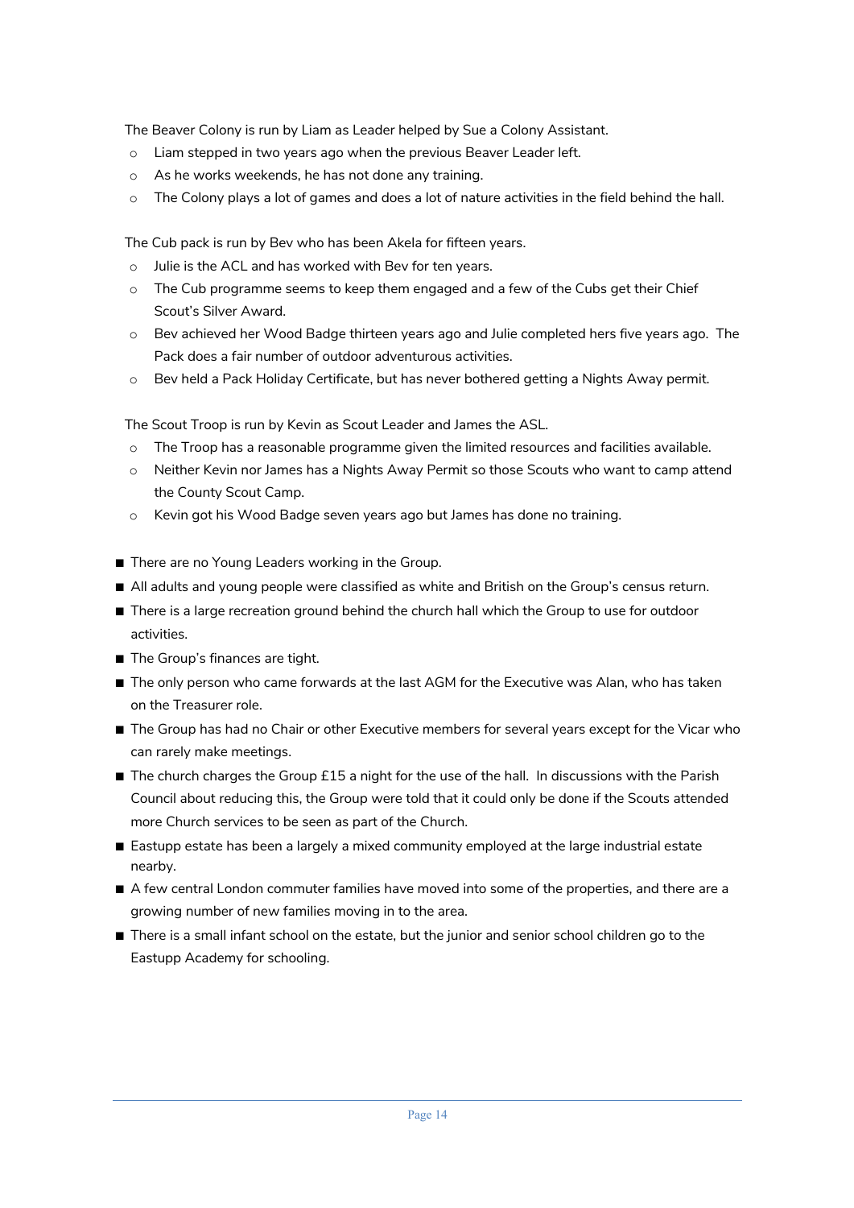The Beaver Colony is run by Liam as Leader helped by Sue a Colony Assistant.

- Liam stepped in two years ago when the previous Beaver Leader left.
- As he works weekends, he has not done any training.
- The Colony plays a lot of games and does a lot of nature activities in the field behind the hall.

The Cub pack is run by Bev who has been Akela for fifteen years.

- Julie is the ACL and has worked with Bev for ten years.
- The Cub programme seems to keep them engaged and a few of the Cubs get their Chief Scout's Silver Award.
- Bev achieved her Wood Badge thirteen years ago and Julie completed hers five years ago. The Pack does a fair number of outdoor adventurous activities.
- Bev held a Pack Holiday Certificate, but has never bothered getting a Nights Away permit.

The Scout Troop is run by Kevin as Scout Leader and James the ASL.

- The Troop has a reasonable programme given the limited resources and facilities available.
- Neither Kevin nor James has a Nights Away Permit so those Scouts who want to camp attend the County Scout Camp.
- Kevin got his Wood Badge seven years ago but James has done no training.

- There are no Young Leaders working in the Group.
- All adults and young people were classified as white and British on the Group's census return.
- There is a large recreation ground behind the church hall which the Group to use for outdoor activities.
- The Group's finances are tight.
- The only person who came forwards at the last AGM for the Executive was Alan, who has taken on the Treasurer role.
- The Group has had no Chair or other Executive members for several years except for the Vicar who can rarely make meetings.
- The church charges the Group £15 a night for the use of the hall. In discussions with the Parish Council about reducing this, the Group were told that it could only be done if the Scouts attended more Church services to be seen as part of the Church.
- Eastupp estate has been a largely a mixed community employed at the large industrial estate nearby.
- A few central London commuter families have moved into some of the properties, and there are a growing number of new families moving in to the area.
- There is a small infant school on the estate, but the junior and senior school children go to the Eastupp Academy for schooling.